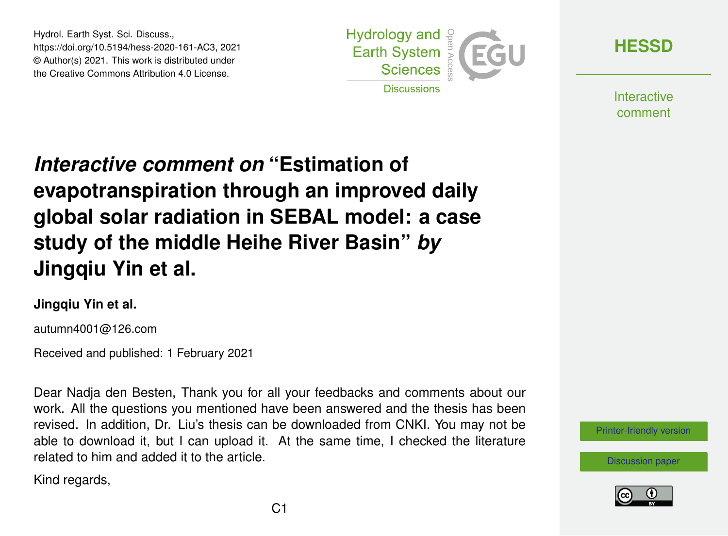Hydrol. Earth Syst. Sci. Discuss.,
https://doi.org/10.5194/hess-2020-161-AC3, 2021
© Author(s) 2021. This work is distributed under
the Creative Commons Attribution 4.0 License.

# *Interactive comment on* "Estimation of evapotranspiration through an improved daily global solar radiation in SEBAL model: a case study of the middle Heihe River Basin" *by* Jingqiu Yin et al.

**Jingqiu Yin et al.**

autumn4001@126.com

Received and published: 1 February 2021

Dear Nadja den Besten, Thank you for all your feedbacks and comments about our work. All the questions you mentioned have been answered and the thesis has been revised. In addition, Dr. Liu's thesis can be downloaded from CNKI. You may not be able to download it, but I can upload it. At the same time, I checked the literature related to him and added it to the article.

Kind regards,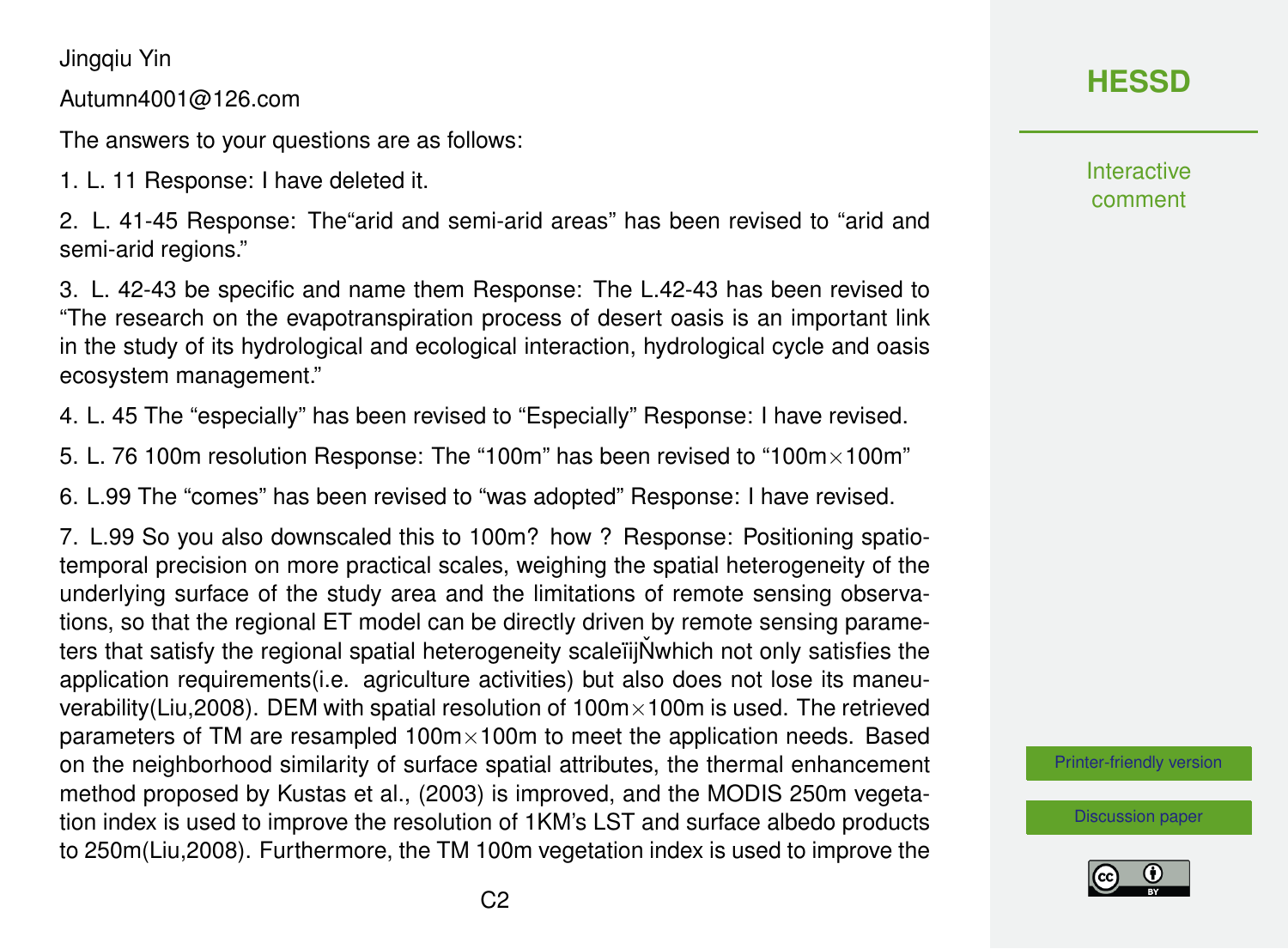Jingqiu Yin

Autumn4001@126.com

The answers to your questions are as follows:

1. L. 11 Response: I have deleted it.

2. L. 41-45 Response: The"arid and semi-arid areas" has been revised to "arid and semi-arid regions."

3. L. 42-43 be specific and name them Response: The L.42-43 has been revised to "The research on the evapotranspiration process of desert oasis is an important link in the study of its hydrological and ecological interaction, hydrological cycle and oasis ecosystem management."

4. L. 45 The "especially" has been revised to "Especially" Response: I have revised.

5. L. 76 100m resolution Response: The "100m" has been revised to "100m×100m"

6. L.99 The "comes" has been revised to "was adopted" Response: I have revised.

7. L.99 So you also downscaled this to 100m? how ? Response: Positioning spatio-temporal precision on more practical scales, weighing the spatial heterogeneity of the underlying surface of the study area and the limitations of remote sensing observations, so that the regional ET model can be directly driven by remote sensing parameters that satisfy the regional spatial heterogeneity scaleïijŇwhich not only satisfies the application requirements(i.e. agriculture activities) but also does not lose its maneuverability(Liu,2008). DEM with spatial resolution of 100m×100m is used. The retrieved parameters of TM are resampled 100m×100m to meet the application needs. Based on the neighborhood similarity of surface spatial attributes, the thermal enhancement method proposed by Kustas et al., (2003) is improved, and the MODIS 250m vegetation index is used to improve the resolution of 1KM's LST and surface albedo products to 250m(Liu,2008). Furthermore, the TM 100m vegetation index is used to improve the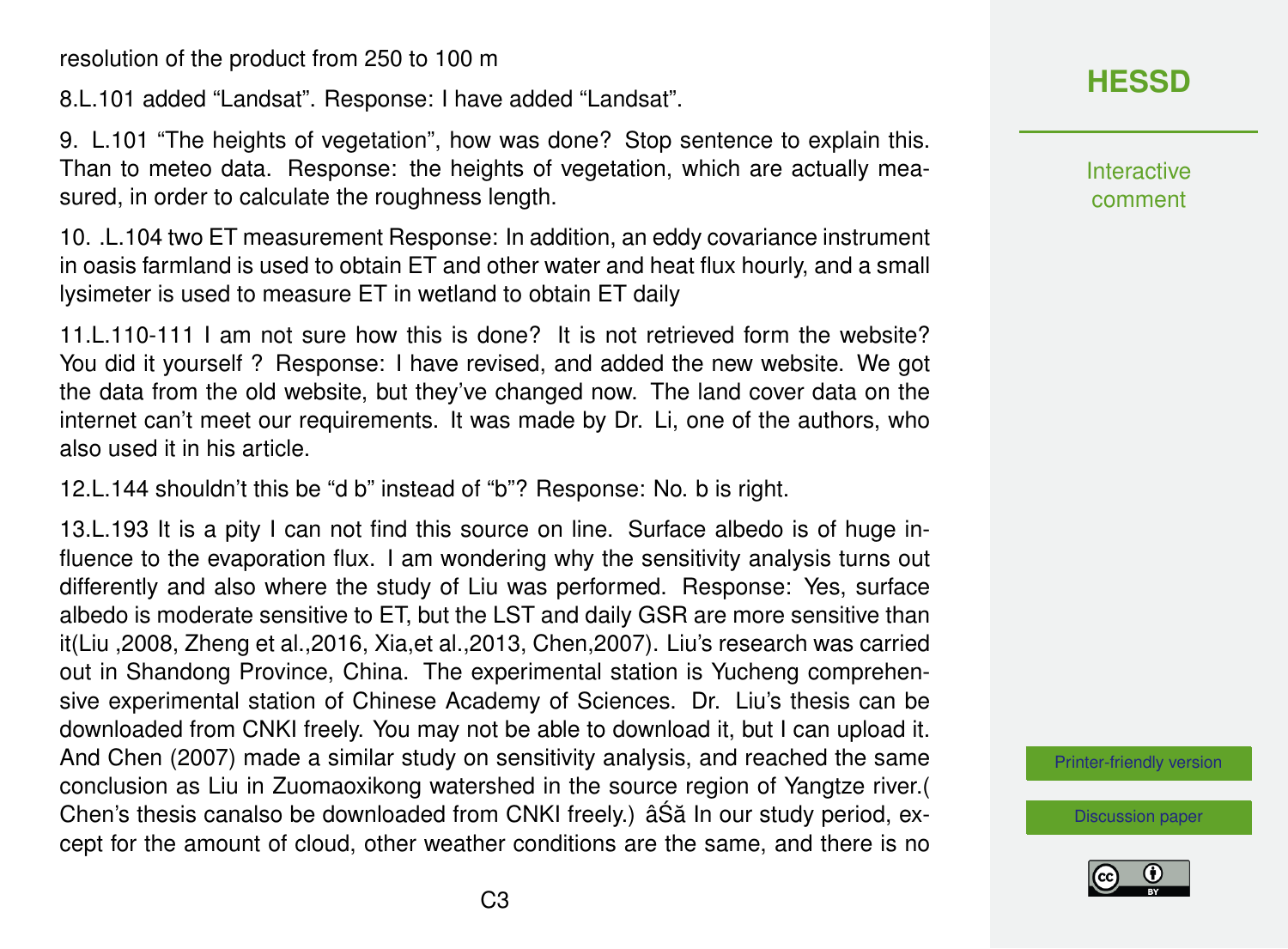resolution of the product from 250 to 100 m

8.L.101 added "Landsat". Response: I have added "Landsat".

9. L.101 "The heights of vegetation", how was done? Stop sentence to explain this. Than to meteo data. Response: the heights of vegetation, which are actually measured, in order to calculate the roughness length.

10. .L.104 two ET measurement Response: In addition, an eddy covariance instrument in oasis farmland is used to obtain ET and other water and heat flux hourly, and a small lysimeter is used to measure ET in wetland to obtain ET daily

11.L.110-111 I am not sure how this is done? It is not retrieved form the website? You did it yourself ? Response: I have revised, and added the new website. We got the data from the old website, but they've changed now. The land cover data on the internet can't meet our requirements. It was made by Dr. Li, one of the authors, who also used it in his article.

12.L.144 shouldn't this be "d b" instead of "b"? Response: No. b is right.

13.L.193 It is a pity I can not find this source on line. Surface albedo is of huge influence to the evaporation flux. I am wondering why the sensitivity analysis turns out differently and also where the study of Liu was performed. Response: Yes, surface albedo is moderate sensitive to ET, but the LST and daily GSR are more sensitive than it(Liu ,2008, Zheng et al.,2016, Xia,et al.,2013, Chen,2007). Liu's research was carried out in Shandong Province, China. The experimental station is Yucheng comprehensive experimental station of Chinese Academy of Sciences. Dr. Liu's thesis can be downloaded from CNKI freely. You may not be able to download it, but I can upload it. And Chen (2007) made a similar study on sensitivity analysis, and reached the same conclusion as Liu in Zuomaoxikong watershed in the source region of Yangtze river.( Chen's thesis canalso be downloaded from CNKI freely.) âŚă In our study period, except for the amount of cloud, other weather conditions are the same, and there is no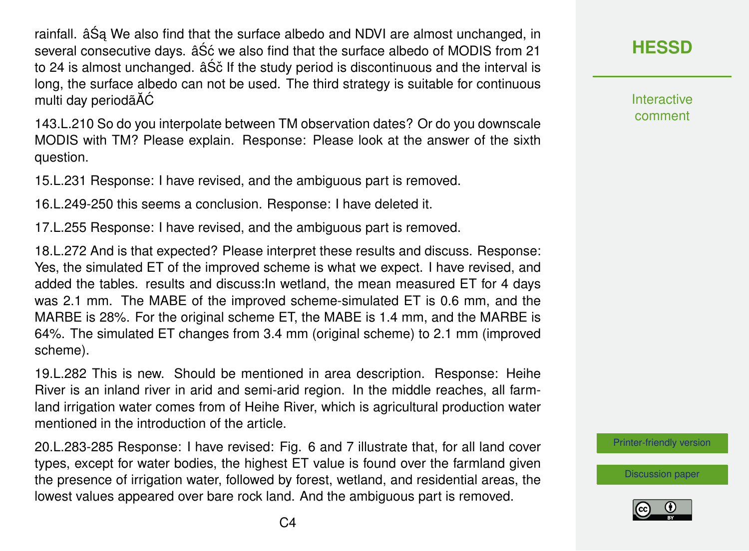rainfall. âŚą We also find that the surface albedo and NDVI are almost unchanged, in several consecutive days. âŚć we also find that the surface albedo of MODIS from 21 to 24 is almost unchanged. âŚč If the study period is discontinuous and the interval is long, the surface albedo can not be used. The third strategy is suitable for continuous multi day periodãĂĆ

143.L.210 So do you interpolate between TM observation dates? Or do you downscale MODIS with TM? Please explain. Response: Please look at the answer of the sixth question.

15.L.231 Response: I have revised, and the ambiguous part is removed.

16.L.249-250 this seems a conclusion. Response: I have deleted it.

17.L.255 Response: I have revised, and the ambiguous part is removed.

18.L.272 And is that expected? Please interpret these results and discuss. Response: Yes, the simulated ET of the improved scheme is what we expect. I have revised, and added the tables. results and discuss:In wetland, the mean measured ET for 4 days was 2.1 mm. The MABE of the improved scheme-simulated ET is 0.6 mm, and the MARBE is 28%. For the original scheme ET, the MABE is 1.4 mm, and the MARBE is 64%. The simulated ET changes from 3.4 mm (original scheme) to 2.1 mm (improved scheme).

19.L.282 This is new. Should be mentioned in area description. Response: Heihe River is an inland river in arid and semi-arid region. In the middle reaches, all farmland irrigation water comes from of Heihe River, which is agricultural production water mentioned in the introduction of the article.

20.L.283-285 Response: I have revised: Fig. 6 and 7 illustrate that, for all land cover types, except for water bodies, the highest ET value is found over the farmland given the presence of irrigation water, followed by forest, wetland, and residential areas, the lowest values appeared over bare rock land. And the ambiguous part is removed.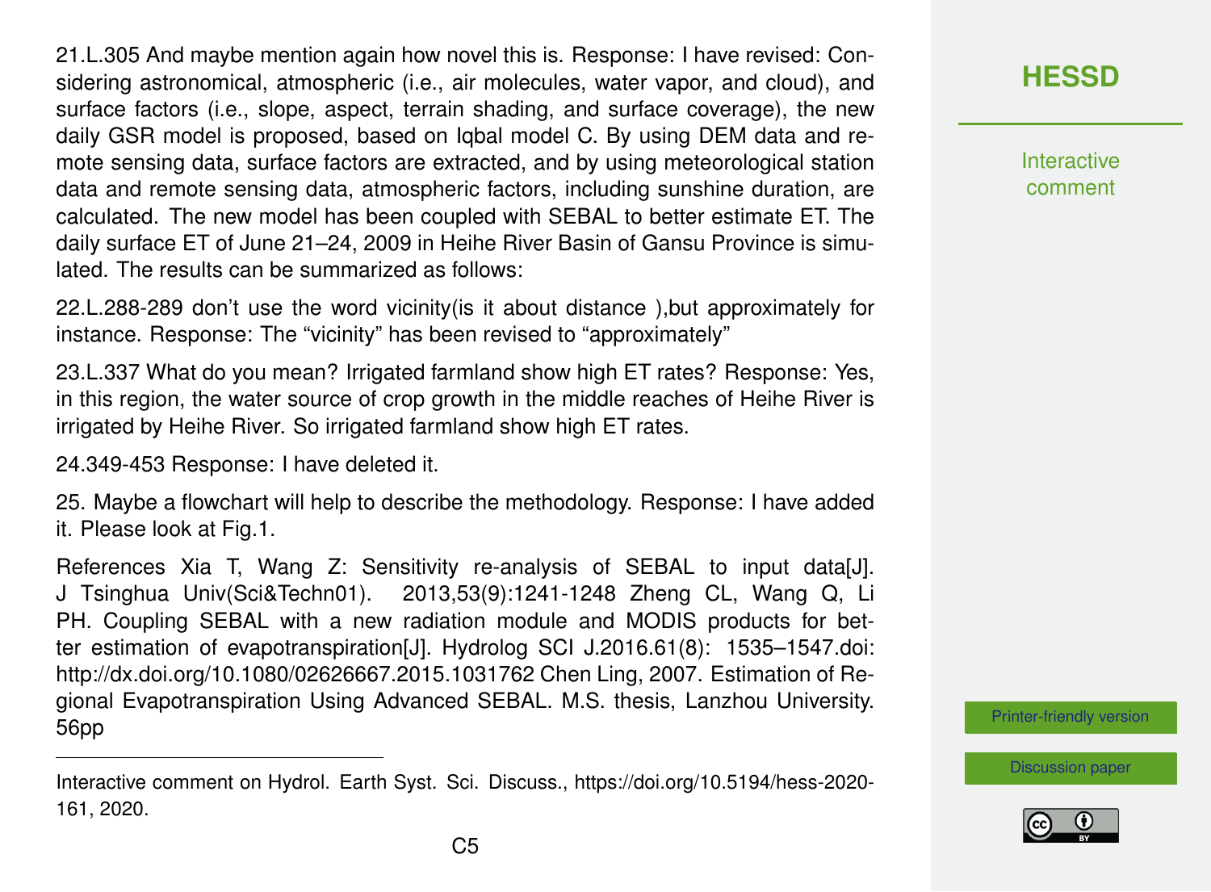21.L.305 And maybe mention again how novel this is. Response: I have revised: Considering astronomical, atmospheric (i.e., air molecules, water vapor, and cloud), and surface factors (i.e., slope, aspect, terrain shading, and surface coverage), the new daily GSR model is proposed, based on Iqbal model C. By using DEM data and remote sensing data, surface factors are extracted, and by using meteorological station data and remote sensing data, atmospheric factors, including sunshine duration, are calculated. The new model has been coupled with SEBAL to better estimate ET. The daily surface ET of June 21–24, 2009 in Heihe River Basin of Gansu Province is simulated. The results can be summarized as follows:

22.L.288-289 don't use the word vicinity(is it about distance ),but approximately for instance. Response: The "vicinity" has been revised to "approximately"

23.L.337 What do you mean? Irrigated farmland show high ET rates? Response: Yes, in this region, the water source of crop growth in the middle reaches of Heihe River is irrigated by Heihe River. So irrigated farmland show high ET rates.

24.349-453 Response: I have deleted it.

25. Maybe a flowchart will help to describe the methodology. Response: I have added it. Please look at Fig.1.

References Xia T, Wang Z: Sensitivity re-analysis of SEBAL to input data[J]. J Tsinghua Univ(Sci&Techn01). 2013,53(9):1241-1248 Zheng CL, Wang Q, Li PH. Coupling SEBAL with a new radiation module and MODIS products for better estimation of evapotranspiration[J]. Hydrolog SCI J.2016.61(8): 1535–1547.doi: http://dx.doi.org/10.1080/02626667.2015.1031762 Chen Ling, 2007. Estimation of Regional Evapotranspiration Using Advanced SEBAL. M.S. thesis, Lanzhou University. 56pp

---

Interactive comment on Hydrol. Earth Syst. Sci. Discuss., https://doi.org/10.5194/hess-2020-161, 2020.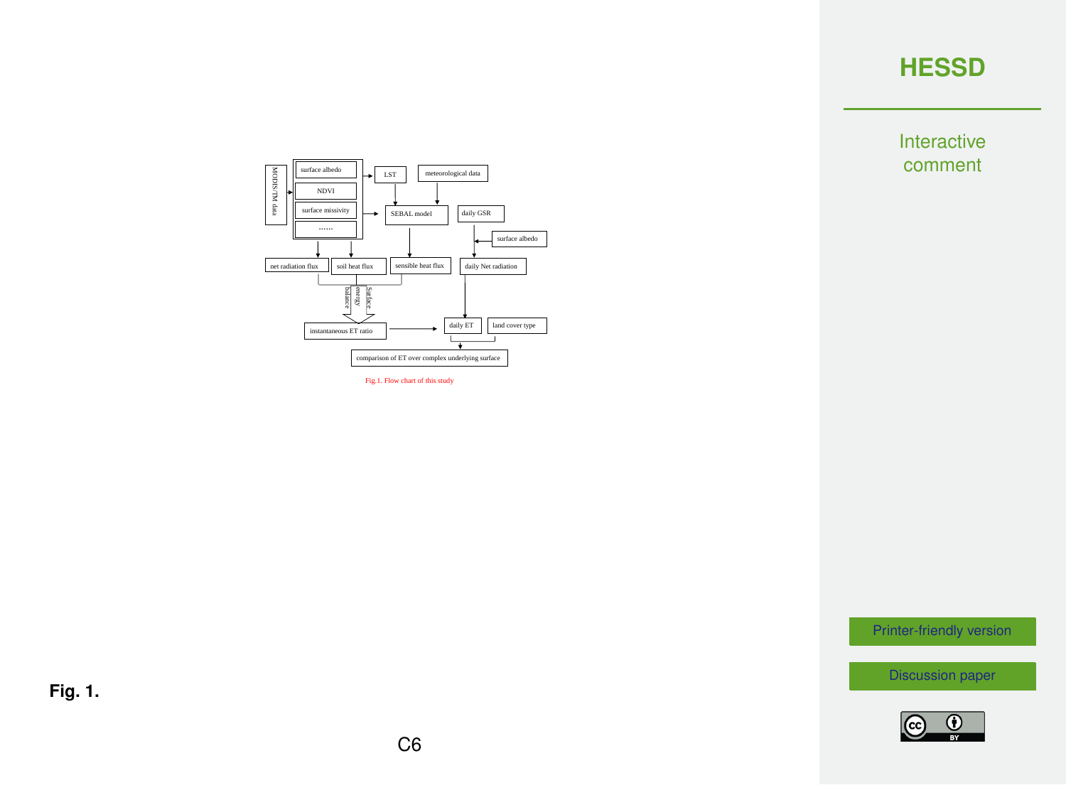MODIS/TM data

surface albedo

NDVI

surface missivity

......

LST

meteorological data

SEBAL model

daily GSR

surface albedo

net radiation flux

soil heat flux

sensible heat flux

daily Net radiation

Surface energy balance

instantaneous ET ratio

daily ET

land cover type

comparison of ET over complex underlying surface

Fig.1. Flow chart of this study

**Fig. 1.**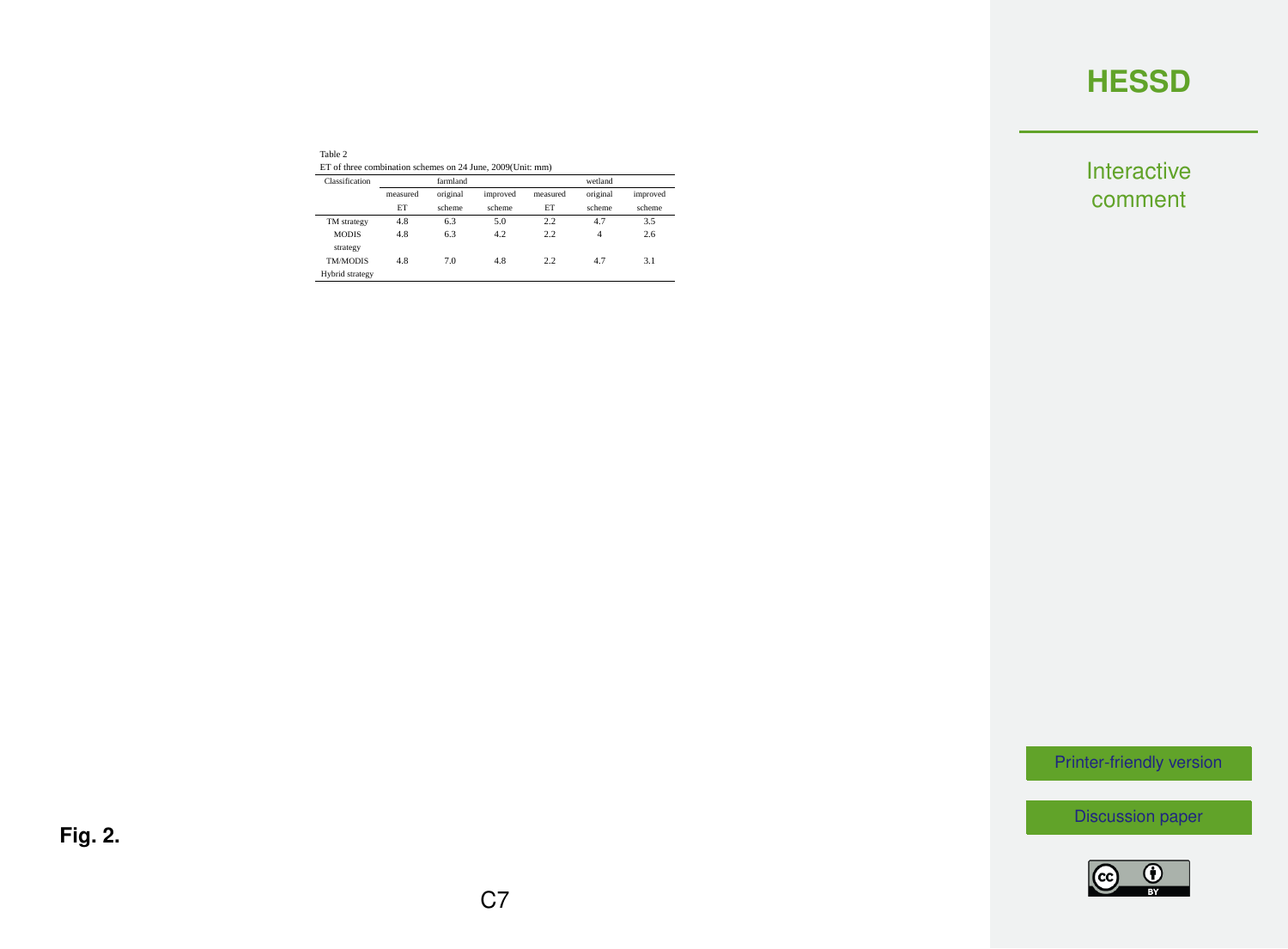Table 2

ET of three combination schemes on 24 June, 2009(Unit: mm)

| Classification | farmland | | | wetland | | |
|---|---|---|---|---|---|---|
| | measured ET | original scheme | improved scheme | measured ET | original scheme | improved scheme |
| TM strategy | 4.8 | 6.3 | 5.0 | 2.2 | 4.7 | 3.5 |
| MODIS strategy | 4.8 | 6.3 | 4.2 | 2.2 | 4 | 2.6 |
| TM/MODIS Hybrid strategy | 4.8 | 7.0 | 4.8 | 2.2 | 4.7 | 3.1 |

**Fig. 2.**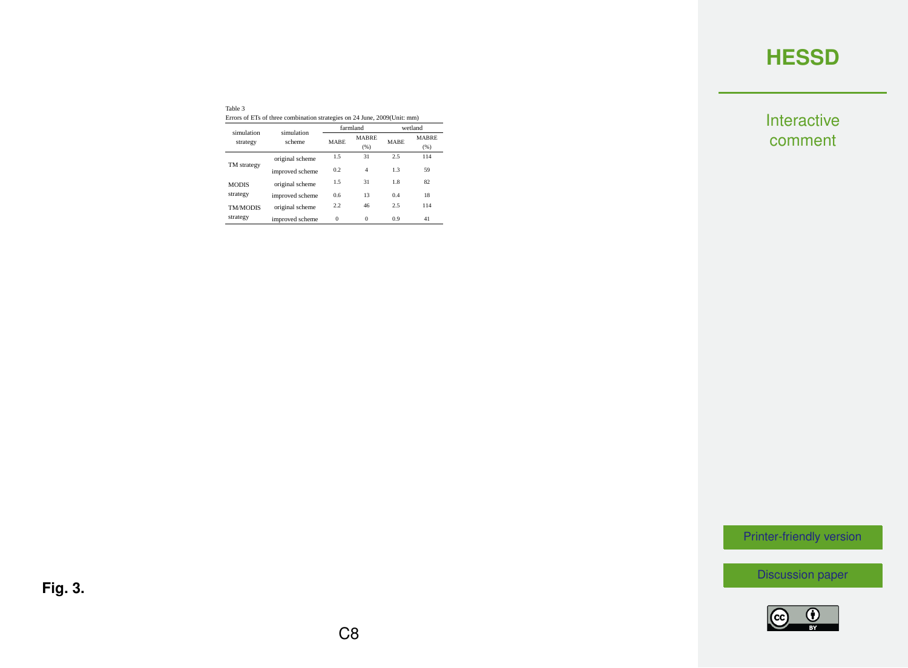Table 3

Errors of ETs of three combination strategies on 24 June, 2009(Unit: mm)

| simulation strategy | simulation scheme | farmland | | wetland | |
|---|---|---|---|---|---|
| | | MABE | MABRE (%) | MABE | MABRE (%) |
| TM strategy | original scheme | 1.5 | 31 | 2.5 | 114 |
| | improved scheme | 0.2 | 4 | 1.3 | 59 |
| MODIS strategy | original scheme | 1.5 | 31 | 1.8 | 82 |
| | improved scheme | 0.6 | 13 | 0.4 | 18 |
| TM/MODIS strategy | original scheme | 2.2 | 46 | 2.5 | 114 |
| | improved scheme | 0 | 0 | 0.9 | 41 |

**Fig. 3.**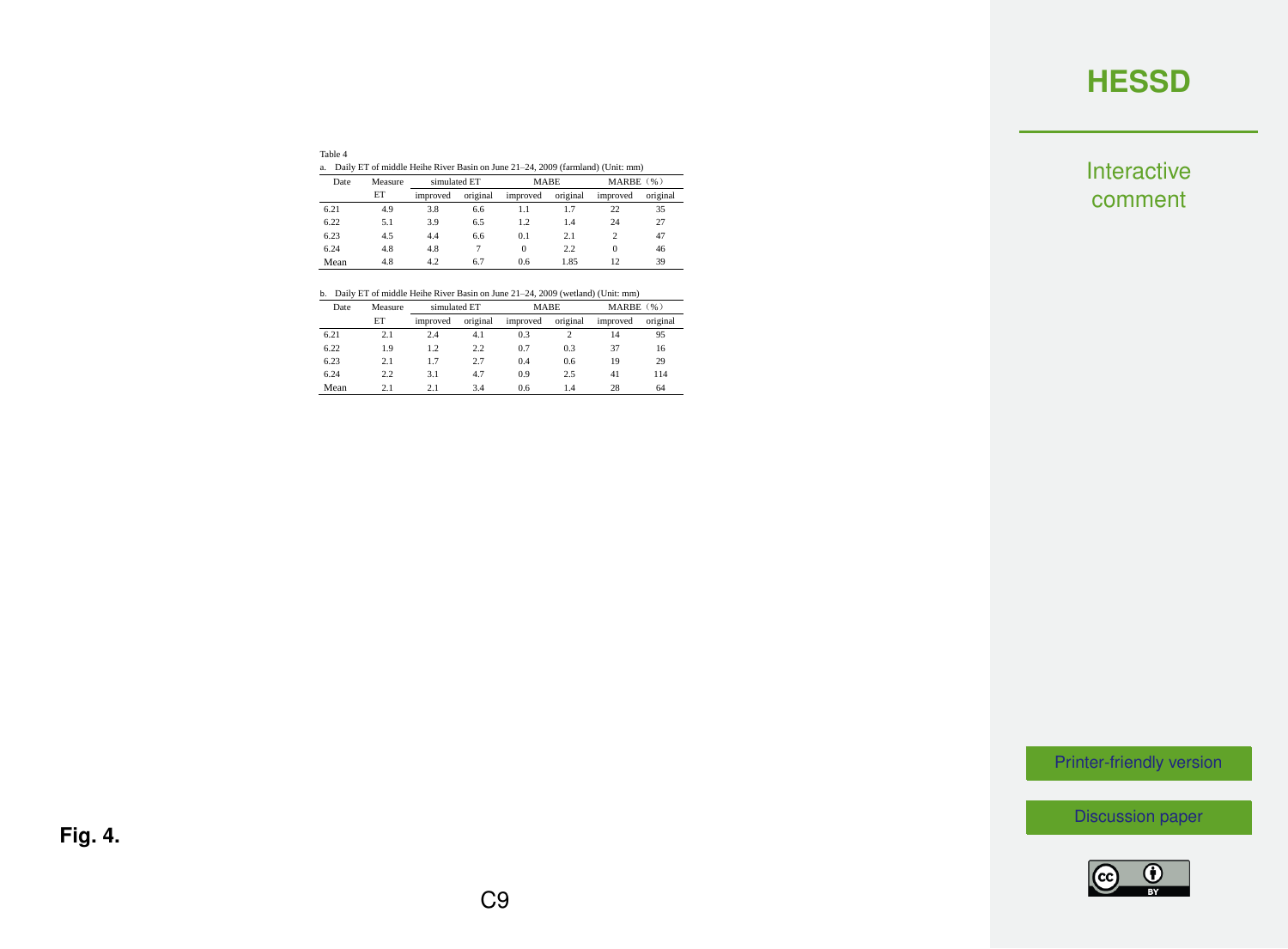Table 4

a. Daily ET of middle Heihe River Basin on June 21–24, 2009 (farmland) (Unit: mm)

| Date | Measure ET | simulated ET | | MABE | | MARBE（%） | |
|---|---|---|---|---|---|---|---|
| | | improved | original | improved | original | improved | original |
| 6.21 | 4.9 | 3.8 | 6.6 | 1.1 | 1.7 | 22 | 35 |
| 6.22 | 5.1 | 3.9 | 6.5 | 1.2 | 1.4 | 24 | 27 |
| 6.23 | 4.5 | 4.4 | 6.6 | 0.1 | 2.1 | 2 | 47 |
| 6.24 | 4.8 | 4.8 | 7 | 0 | 2.2 | 0 | 46 |
| Mean | 4.8 | 4.2 | 6.7 | 0.6 | 1.85 | 12 | 39 |

b. Daily ET of middle Heihe River Basin on June 21–24, 2009 (wetland) (Unit: mm)

| Date | Measure ET | simulated ET | | MABE | | MARBE（%） | |
|---|---|---|---|---|---|---|---|
| | | improved | original | improved | original | improved | original |
| 6.21 | 2.1 | 2.4 | 4.1 | 0.3 | 2 | 14 | 95 |
| 6.22 | 1.9 | 1.2 | 2.2 | 0.7 | 0.3 | 37 | 16 |
| 6.23 | 2.1 | 1.7 | 2.7 | 0.4 | 0.6 | 19 | 29 |
| 6.24 | 2.2 | 3.1 | 4.7 | 0.9 | 2.5 | 41 | 114 |
| Mean | 2.1 | 2.1 | 3.4 | 0.6 | 1.4 | 28 | 64 |

**Fig. 4.**